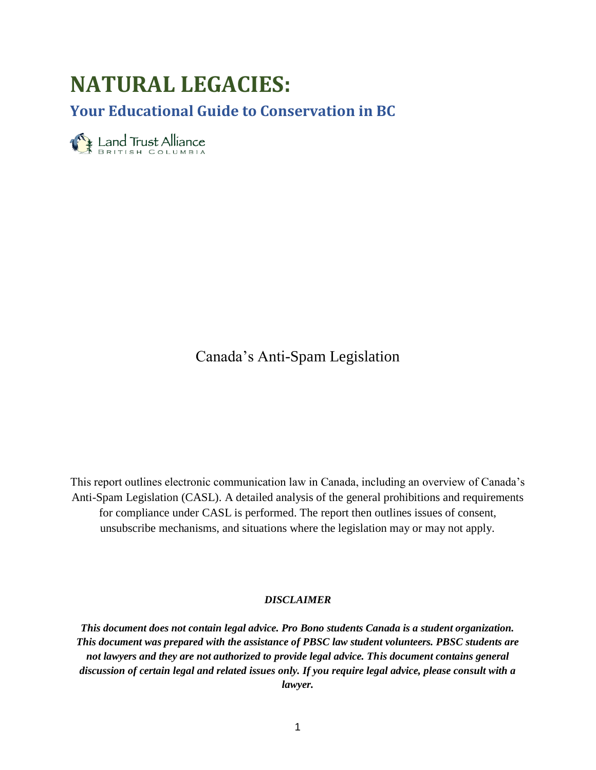# NATURAL LEGACIES:

## Your Educational Guide to Conservation in BC

Land Trust Alliance
BRITISH COLUMBIA

Canada's Anti-Spam Legislation

This report outlines electronic communication law in Canada, including an overview of Canada's Anti-Spam Legislation (CASL). A detailed analysis of the general prohibitions and requirements for compliance under CASL is performed. The report then outlines issues of consent, unsubscribe mechanisms, and situations where the legislation may or may not apply.

***DISCLAIMER***

***This document does not contain legal advice. Pro Bono students Canada is a student organization. This document was prepared with the assistance of PBSC law student volunteers. PBSC students are not lawyers and they are not authorized to provide legal advice. This document contains general discussion of certain legal and related issues only. If you require legal advice, please consult with a lawyer.***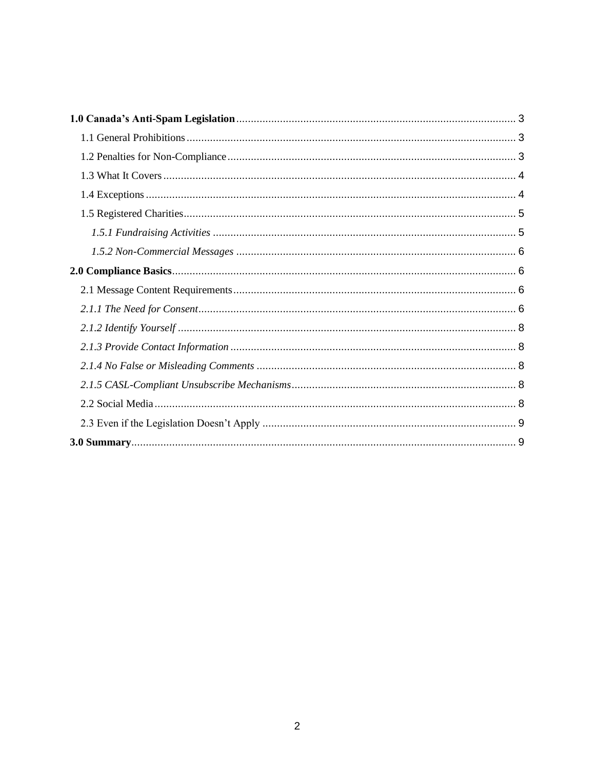**1.0 Canada's Anti-Spam Legislation** ... 3

1.1 General Prohibitions ... 3

1.2 Penalties for Non-Compliance ... 3

1.3 What It Covers ... 4

1.4 Exceptions ... 4

1.5 Registered Charities ... 5

*1.5.1 Fundraising Activities* ... 5

*1.5.2 Non-Commercial Messages* ... 6

**2.0 Compliance Basics** ... 6

2.1 Message Content Requirements ... 6

*2.1.1 The Need for Consent* ... 6

*2.1.2 Identify Yourself* ... 8

*2.1.3 Provide Contact Information* ... 8

*2.1.4 No False or Misleading Comments* ... 8

*2.1.5 CASL-Compliant Unsubscribe Mechanisms* ... 8

2.2 Social Media ... 8

2.3 Even if the Legislation Doesn't Apply ... 9

**3.0 Summary** ... 9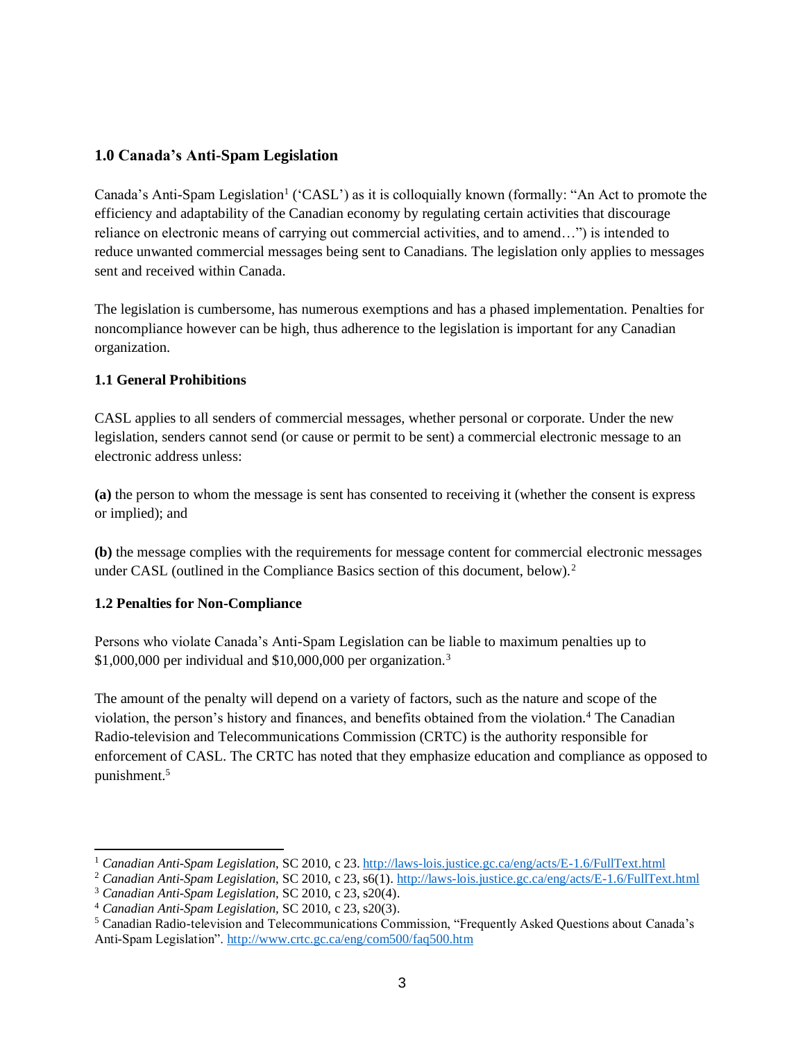## 1.0 Canada's Anti-Spam Legislation

Canada's Anti-Spam Legislation[1] ('CASL') as it is colloquially known (formally: "An Act to promote the efficiency and adaptability of the Canadian economy by regulating certain activities that discourage reliance on electronic means of carrying out commercial activities, and to amend…") is intended to reduce unwanted commercial messages being sent to Canadians. The legislation only applies to messages sent and received within Canada.

The legislation is cumbersome, has numerous exemptions and has a phased implementation. Penalties for noncompliance however can be high, thus adherence to the legislation is important for any Canadian organization.

### 1.1 General Prohibitions

CASL applies to all senders of commercial messages, whether personal or corporate. Under the new legislation, senders cannot send (or cause or permit to be sent) a commercial electronic message to an electronic address unless:

**(a)** the person to whom the message is sent has consented to receiving it (whether the consent is express or implied); and

**(b)** the message complies with the requirements for message content for commercial electronic messages under CASL (outlined in the Compliance Basics section of this document, below).[2]

### 1.2 Penalties for Non-Compliance

Persons who violate Canada's Anti-Spam Legislation can be liable to maximum penalties up to $1,000,000 per individual and $10,000,000 per organization.[3]

The amount of the penalty will depend on a variety of factors, such as the nature and scope of the violation, the person's history and finances, and benefits obtained from the violation.[4] The Canadian Radio-television and Telecommunications Commission (CRTC) is the authority responsible for enforcement of CASL. The CRTC has noted that they emphasize education and compliance as opposed to punishment.[5]

---

[1] *Canadian Anti-Spam Legislation,* SC 2010, c 23. http://laws-lois.justice.gc.ca/eng/acts/E-1.6/FullText.html

[2] *Canadian Anti-Spam Legislation,* SC 2010, c 23, s6(1). http://laws-lois.justice.gc.ca/eng/acts/E-1.6/FullText.html

[3] *Canadian Anti-Spam Legislation,* SC 2010, c 23, s20(4).

[4] *Canadian Anti-Spam Legislation,* SC 2010, c 23, s20(3).

[5] Canadian Radio-television and Telecommunications Commission, "Frequently Asked Questions about Canada's Anti-Spam Legislation". http://www.crtc.gc.ca/eng/com500/faq500.htm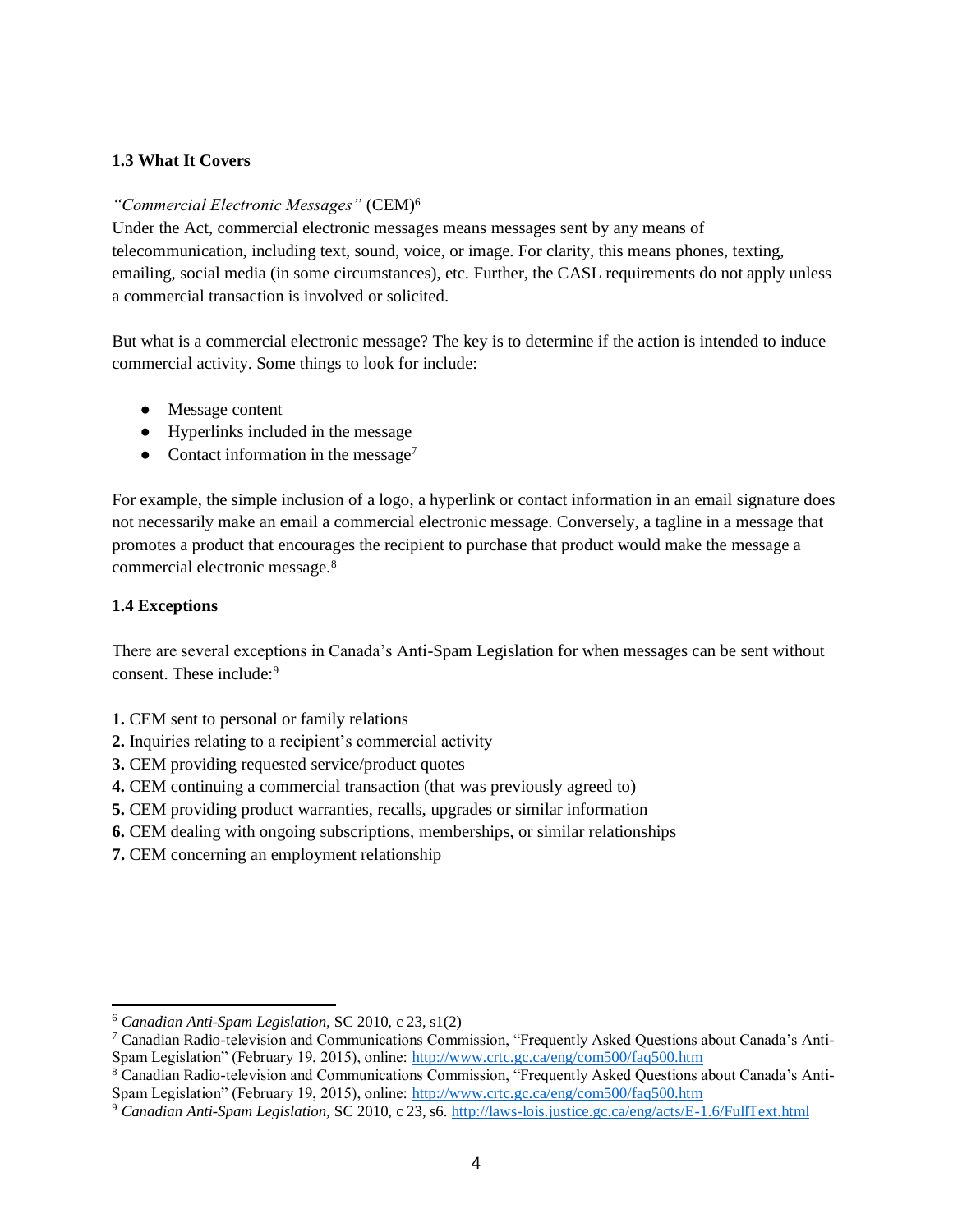### 1.3 What It Covers

*"Commercial Electronic Messages"* (CEM)[6]
Under the Act, commercial electronic messages means messages sent by any means of telecommunication, including text, sound, voice, or image. For clarity, this means phones, texting, emailing, social media (in some circumstances), etc. Further, the CASL requirements do not apply unless a commercial transaction is involved or solicited.

But what is a commercial electronic message? The key is to determine if the action is intended to induce commercial activity. Some things to look for include:

- Message content
- Hyperlinks included in the message
- Contact information in the message[7]

For example, the simple inclusion of a logo, a hyperlink or contact information in an email signature does not necessarily make an email a commercial electronic message. Conversely, a tagline in a message that promotes a product that encourages the recipient to purchase that product would make the message a commercial electronic message.[8]

### 1.4 Exceptions

There are several exceptions in Canada's Anti-Spam Legislation for when messages can be sent without consent. These include:[9]

**1.** CEM sent to personal or family relations
**2.** Inquiries relating to a recipient's commercial activity
**3.** CEM providing requested service/product quotes
**4.** CEM continuing a commercial transaction (that was previously agreed to)
**5.** CEM providing product warranties, recalls, upgrades or similar information
**6.** CEM dealing with ongoing subscriptions, memberships, or similar relationships
**7.** CEM concerning an employment relationship

---

[6] *Canadian Anti-Spam Legislation,* SC 2010, c 23, s1(2)
[7] Canadian Radio-television and Communications Commission, "Frequently Asked Questions about Canada's Anti-Spam Legislation" (February 19, 2015), online: http://www.crtc.gc.ca/eng/com500/faq500.htm
[8] Canadian Radio-television and Communications Commission, "Frequently Asked Questions about Canada's Anti-Spam Legislation" (February 19, 2015), online: http://www.crtc.gc.ca/eng/com500/faq500.htm
[9] *Canadian Anti-Spam Legislation,* SC 2010, c 23, s6. http://laws-lois.justice.gc.ca/eng/acts/E-1.6/FullText.html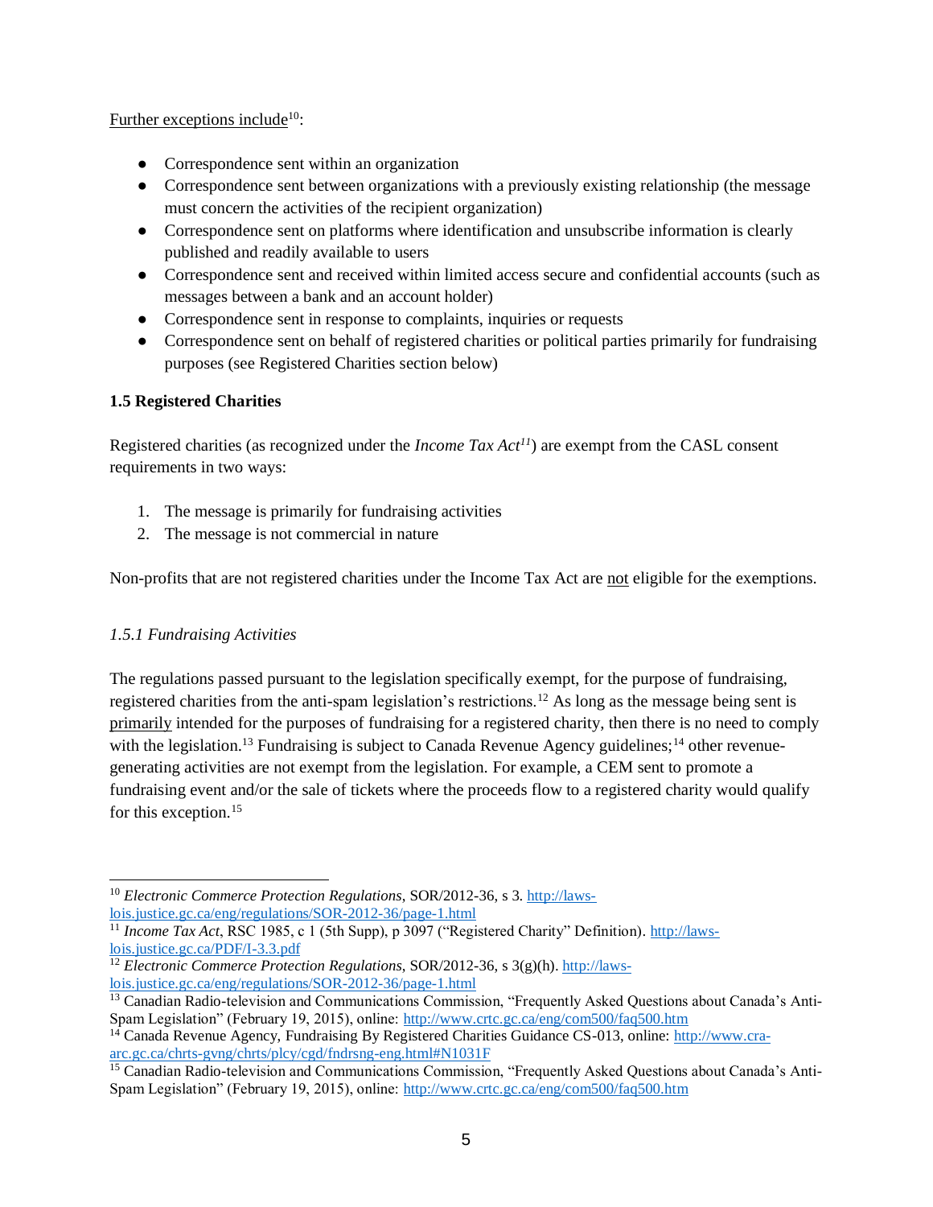Further exceptions include[10]:

- Correspondence sent within an organization
- Correspondence sent between organizations with a previously existing relationship (the message must concern the activities of the recipient organization)
- Correspondence sent on platforms where identification and unsubscribe information is clearly published and readily available to users
- Correspondence sent and received within limited access secure and confidential accounts (such as messages between a bank and an account holder)
- Correspondence sent in response to complaints, inquiries or requests
- Correspondence sent on behalf of registered charities or political parties primarily for fundraising purposes (see Registered Charities section below)

### 1.5 Registered Charities

Registered charities (as recognized under the *Income Tax Act*[11]) are exempt from the CASL consent requirements in two ways:

1. The message is primarily for fundraising activities
2. The message is not commercial in nature

Non-profits that are not registered charities under the Income Tax Act are not eligible for the exemptions.

#### *1.5.1 Fundraising Activities*

The regulations passed pursuant to the legislation specifically exempt, for the purpose of fundraising, registered charities from the anti-spam legislation's restrictions.[12] As long as the message being sent is primarily intended for the purposes of fundraising for a registered charity, then there is no need to comply with the legislation.[13] Fundraising is subject to Canada Revenue Agency guidelines;[14] other revenue-generating activities are not exempt from the legislation. For example, a CEM sent to promote a fundraising event and/or the sale of tickets where the proceeds flow to a registered charity would qualify for this exception.[15]

---

[10] *Electronic Commerce Protection Regulations*, SOR/2012-36, s 3. http://laws-lois.justice.gc.ca/eng/regulations/SOR-2012-36/page-1.html

[11] *Income Tax Act*, RSC 1985, c 1 (5th Supp), p 3097 ("Registered Charity" Definition). http://laws-lois.justice.gc.ca/PDF/I-3.3.pdf

[12] *Electronic Commerce Protection Regulations*, SOR/2012-36, s 3(g)(h). http://laws-lois.justice.gc.ca/eng/regulations/SOR-2012-36/page-1.html

[13] Canadian Radio-television and Communications Commission, "Frequently Asked Questions about Canada's Anti-Spam Legislation" (February 19, 2015), online: http://www.crtc.gc.ca/eng/com500/faq500.htm

[14] Canada Revenue Agency, Fundraising By Registered Charities Guidance CS-013, online: http://www.cra-arc.gc.ca/chrts-gvng/chrts/plcy/cgd/fndrsng-eng.html#N1031F

[15] Canadian Radio-television and Communications Commission, "Frequently Asked Questions about Canada's Anti-Spam Legislation" (February 19, 2015), online: http://www.crtc.gc.ca/eng/com500/faq500.htm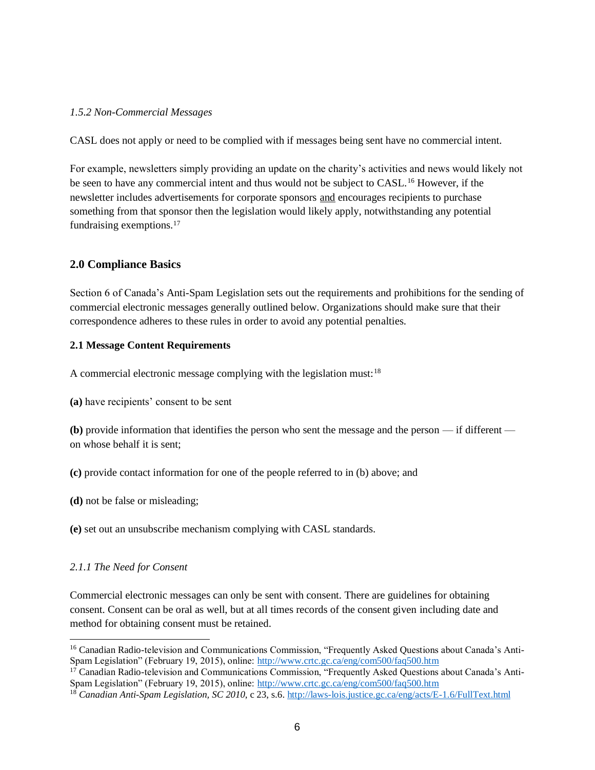### *1.5.2 Non-Commercial Messages*

CASL does not apply or need to be complied with if messages being sent have no commercial intent.

For example, newsletters simply providing an update on the charity's activities and news would likely not be seen to have any commercial intent and thus would not be subject to CASL.[16] However, if the newsletter includes advertisements for corporate sponsors <u>and</u> encourages recipients to purchase something from that sponsor then the legislation would likely apply, notwithstanding any potential fundraising exemptions.[17]

## 2.0 Compliance Basics

Section 6 of Canada's Anti-Spam Legislation sets out the requirements and prohibitions for the sending of commercial electronic messages generally outlined below. Organizations should make sure that their correspondence adheres to these rules in order to avoid any potential penalties.

### 2.1 Message Content Requirements

A commercial electronic message complying with the legislation must:[18]

**(a)** have recipients' consent to be sent

**(b)** provide information that identifies the person who sent the message and the person — if different — on whose behalf it is sent;

**(c)** provide contact information for one of the people referred to in (b) above; and

**(d)** not be false or misleading;

**(e)** set out an unsubscribe mechanism complying with CASL standards.

#### *2.1.1 The Need for Consent*

Commercial electronic messages can only be sent with consent. There are guidelines for obtaining consent. Consent can be oral as well, but at all times records of the consent given including date and method for obtaining consent must be retained.

---

[16] Canadian Radio-television and Communications Commission, "Frequently Asked Questions about Canada's Anti-Spam Legislation" (February 19, 2015), online: http://www.crtc.gc.ca/eng/com500/faq500.htm

[17] Canadian Radio-television and Communications Commission, "Frequently Asked Questions about Canada's Anti-Spam Legislation" (February 19, 2015), online: http://www.crtc.gc.ca/eng/com500/faq500.htm

[18] *Canadian Anti-Spam Legislation, SC 2010*, c 23, s.6. http://laws-lois.justice.gc.ca/eng/acts/E-1.6/FullText.html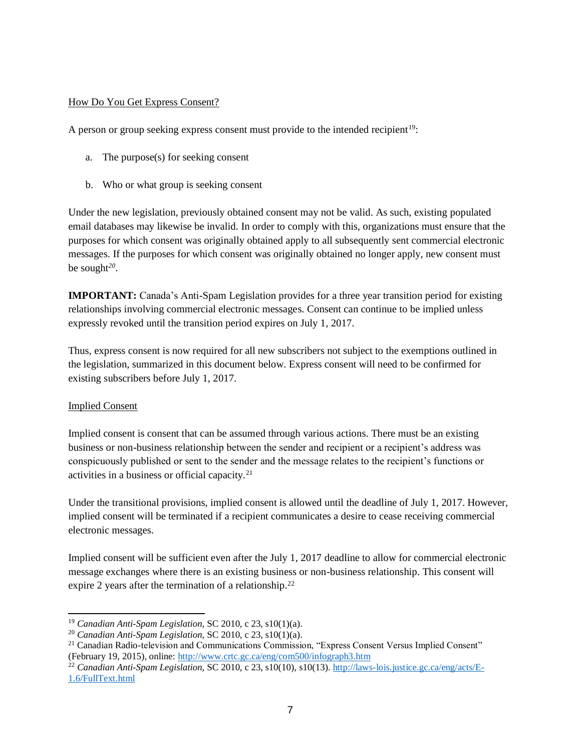How Do You Get Express Consent?

A person or group seeking express consent must provide to the intended recipient[19]:

a. The purpose(s) for seeking consent

b. Who or what group is seeking consent

Under the new legislation, previously obtained consent may not be valid. As such, existing populated email databases may likewise be invalid. In order to comply with this, organizations must ensure that the purposes for which consent was originally obtained apply to all subsequently sent commercial electronic messages. If the purposes for which consent was originally obtained no longer apply, new consent must be sought[20].

**IMPORTANT:** Canada's Anti-Spam Legislation provides for a three year transition period for existing relationships involving commercial electronic messages. Consent can continue to be implied unless expressly revoked until the transition period expires on July 1, 2017.

Thus, express consent is now required for all new subscribers not subject to the exemptions outlined in the legislation, summarized in this document below. Express consent will need to be confirmed for existing subscribers before July 1, 2017.

Implied Consent

Implied consent is consent that can be assumed through various actions. There must be an existing business or non-business relationship between the sender and recipient or a recipient's address was conspicuously published or sent to the sender and the message relates to the recipient's functions or activities in a business or official capacity.[21]

Under the transitional provisions, implied consent is allowed until the deadline of July 1, 2017. However, implied consent will be terminated if a recipient communicates a desire to cease receiving commercial electronic messages.

Implied consent will be sufficient even after the July 1, 2017 deadline to allow for commercial electronic message exchanges where there is an existing business or non-business relationship. This consent will expire 2 years after the termination of a relationship.[22]

---

[19] *Canadian Anti-Spam Legislation*, SC 2010, c 23, s10(1)(a).

[20] *Canadian Anti-Spam Legislation*, SC 2010, c 23, s10(1)(a).

[21] Canadian Radio-television and Communications Commission, "Express Consent Versus Implied Consent" (February 19, 2015), online: http://www.crtc.gc.ca/eng/com500/infograph3.htm

[22] *Canadian Anti-Spam Legislation*, SC 2010, c 23, s10(10), s10(13). http://laws-lois.justice.gc.ca/eng/acts/E-1.6/FullText.html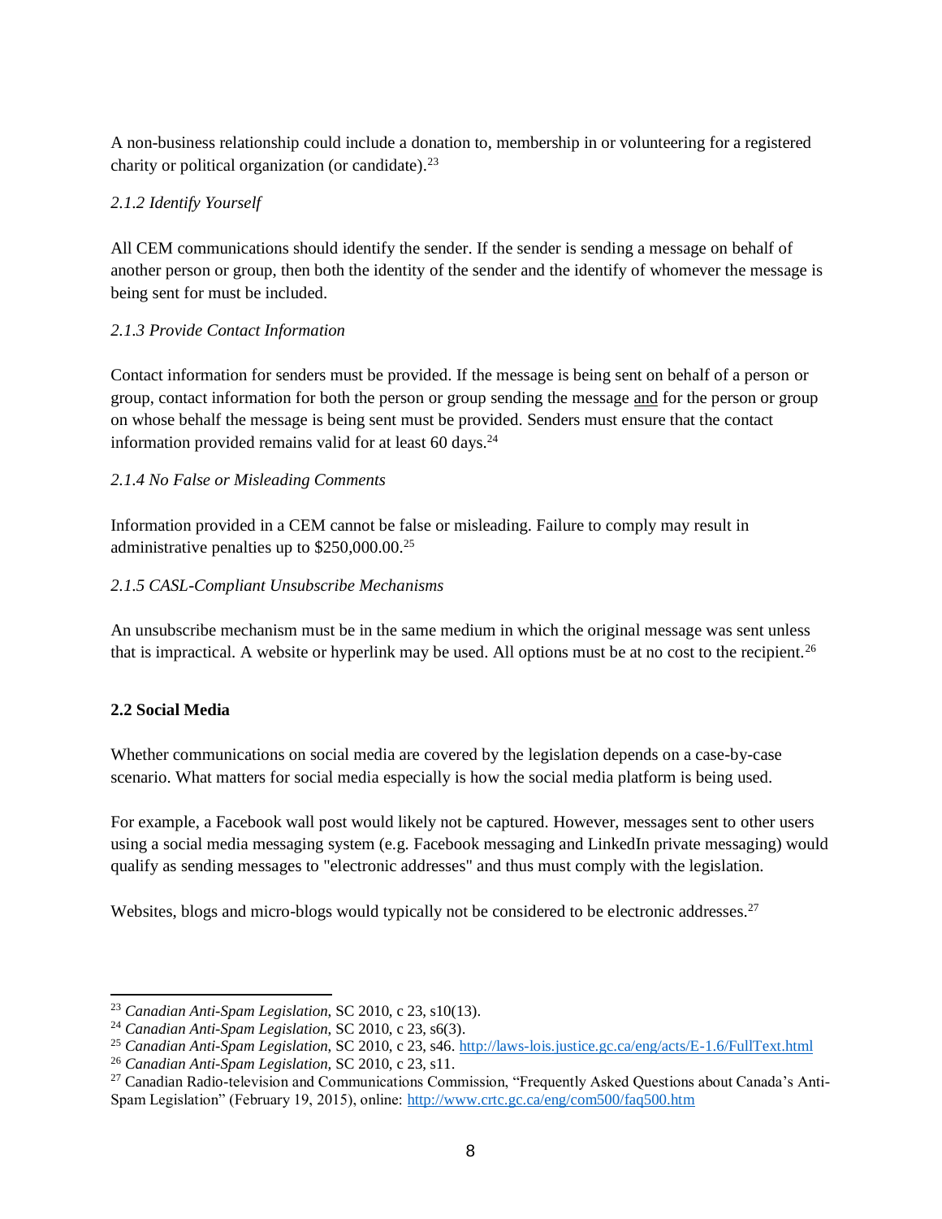A non-business relationship could include a donation to, membership in or volunteering for a registered charity or political organization (or candidate).[23]

#### *2.1.2 Identify Yourself*

All CEM communications should identify the sender. If the sender is sending a message on behalf of another person or group, then both the identity of the sender and the identify of whomever the message is being sent for must be included.

#### *2.1.3 Provide Contact Information*

Contact information for senders must be provided. If the message is being sent on behalf of a person or group, contact information for both the person or group sending the message <u>and</u> for the person or group on whose behalf the message is being sent must be provided. Senders must ensure that the contact information provided remains valid for at least 60 days.[24]

#### *2.1.4 No False or Misleading Comments*

Information provided in a CEM cannot be false or misleading. Failure to comply may result in administrative penalties up to $250,000.00.[25]

#### *2.1.5 CASL-Compliant Unsubscribe Mechanisms*

An unsubscribe mechanism must be in the same medium in which the original message was sent unless that is impractical. A website or hyperlink may be used. All options must be at no cost to the recipient.[26]

### **2.2 Social Media**

Whether communications on social media are covered by the legislation depends on a case-by-case scenario. What matters for social media especially is how the social media platform is being used.

For example, a Facebook wall post would likely not be captured. However, messages sent to other users using a social media messaging system (e.g. Facebook messaging and LinkedIn private messaging) would qualify as sending messages to "electronic addresses" and thus must comply with the legislation.

Websites, blogs and micro-blogs would typically not be considered to be electronic addresses.[27]

---

[23] *Canadian Anti-Spam Legislation*, SC 2010, c 23, s10(13).

[24] *Canadian Anti-Spam Legislation*, SC 2010, c 23, s6(3).

[25] *Canadian Anti-Spam Legislation*, SC 2010, c 23, s46. http://laws-lois.justice.gc.ca/eng/acts/E-1.6/FullText.html

[26] *Canadian Anti-Spam Legislation*, SC 2010, c 23, s11.

[27] Canadian Radio-television and Communications Commission, "Frequently Asked Questions about Canada's Anti-Spam Legislation" (February 19, 2015), online: http://www.crtc.gc.ca/eng/com500/faq500.htm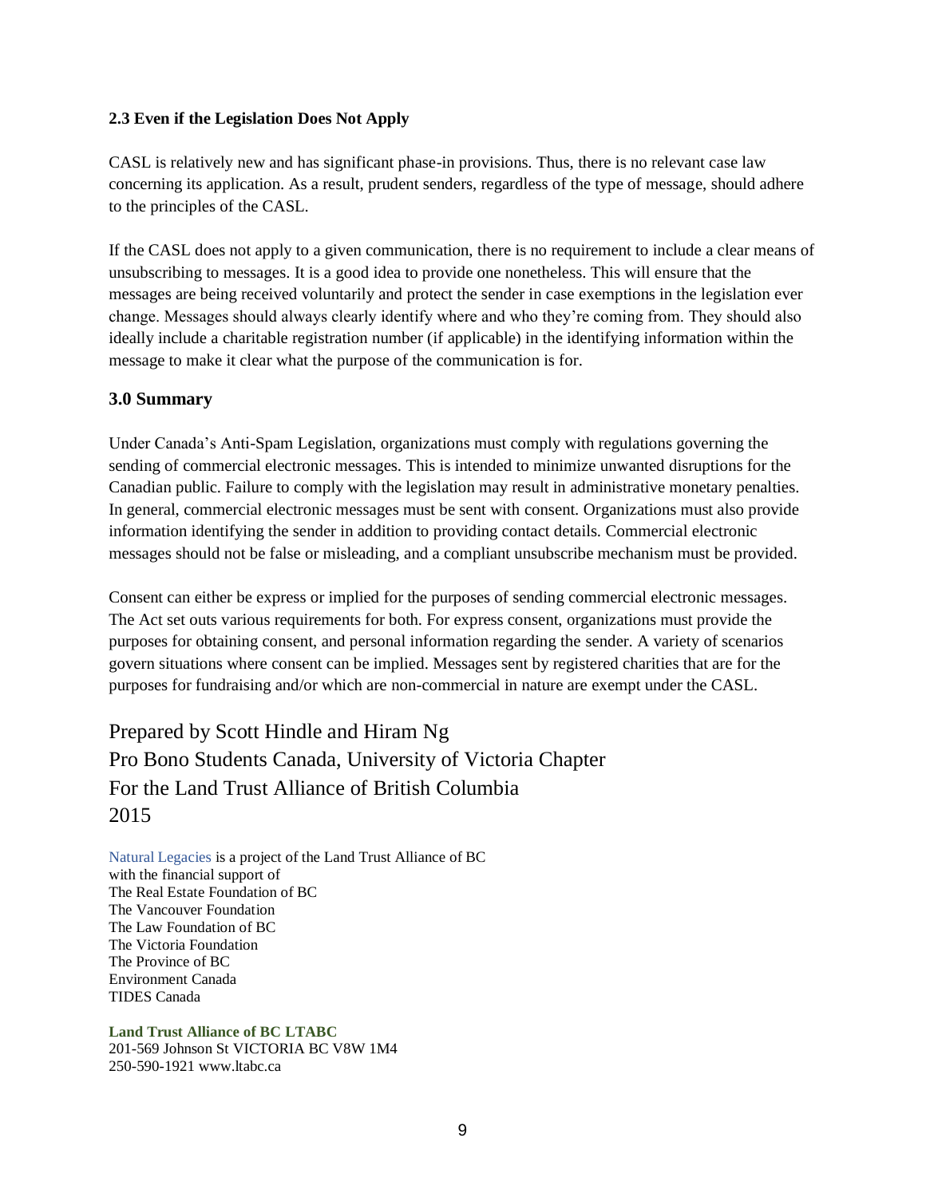### 2.3 Even if the Legislation Does Not Apply

CASL is relatively new and has significant phase-in provisions. Thus, there is no relevant case law concerning its application. As a result, prudent senders, regardless of the type of message, should adhere to the principles of the CASL.

If the CASL does not apply to a given communication, there is no requirement to include a clear means of unsubscribing to messages. It is a good idea to provide one nonetheless. This will ensure that the messages are being received voluntarily and protect the sender in case exemptions in the legislation ever change. Messages should always clearly identify where and who they're coming from. They should also ideally include a charitable registration number (if applicable) in the identifying information within the message to make it clear what the purpose of the communication is for.

## 3.0 Summary

Under Canada's Anti-Spam Legislation, organizations must comply with regulations governing the sending of commercial electronic messages. This is intended to minimize unwanted disruptions for the Canadian public. Failure to comply with the legislation may result in administrative monetary penalties. In general, commercial electronic messages must be sent with consent. Organizations must also provide information identifying the sender in addition to providing contact details. Commercial electronic messages should not be false or misleading, and a compliant unsubscribe mechanism must be provided.

Consent can either be express or implied for the purposes of sending commercial electronic messages. The Act set outs various requirements for both. For express consent, organizations must provide the purposes for obtaining consent, and personal information regarding the sender. A variety of scenarios govern situations where consent can be implied. Messages sent by registered charities that are for the purposes for fundraising and/or which are non-commercial in nature are exempt under the CASL.

Prepared by Scott Hindle and Hiram Ng
Pro Bono Students Canada, University of Victoria Chapter
For the Land Trust Alliance of British Columbia
2015

Natural Legacies is a project of the Land Trust Alliance of BC
with the financial support of
The Real Estate Foundation of BC
The Vancouver Foundation
The Law Foundation of BC
The Victoria Foundation
The Province of BC
Environment Canada
TIDES Canada

**Land Trust Alliance of BC LTABC**
201-569 Johnson St VICTORIA BC V8W 1M4
250-590-1921 www.ltabc.ca